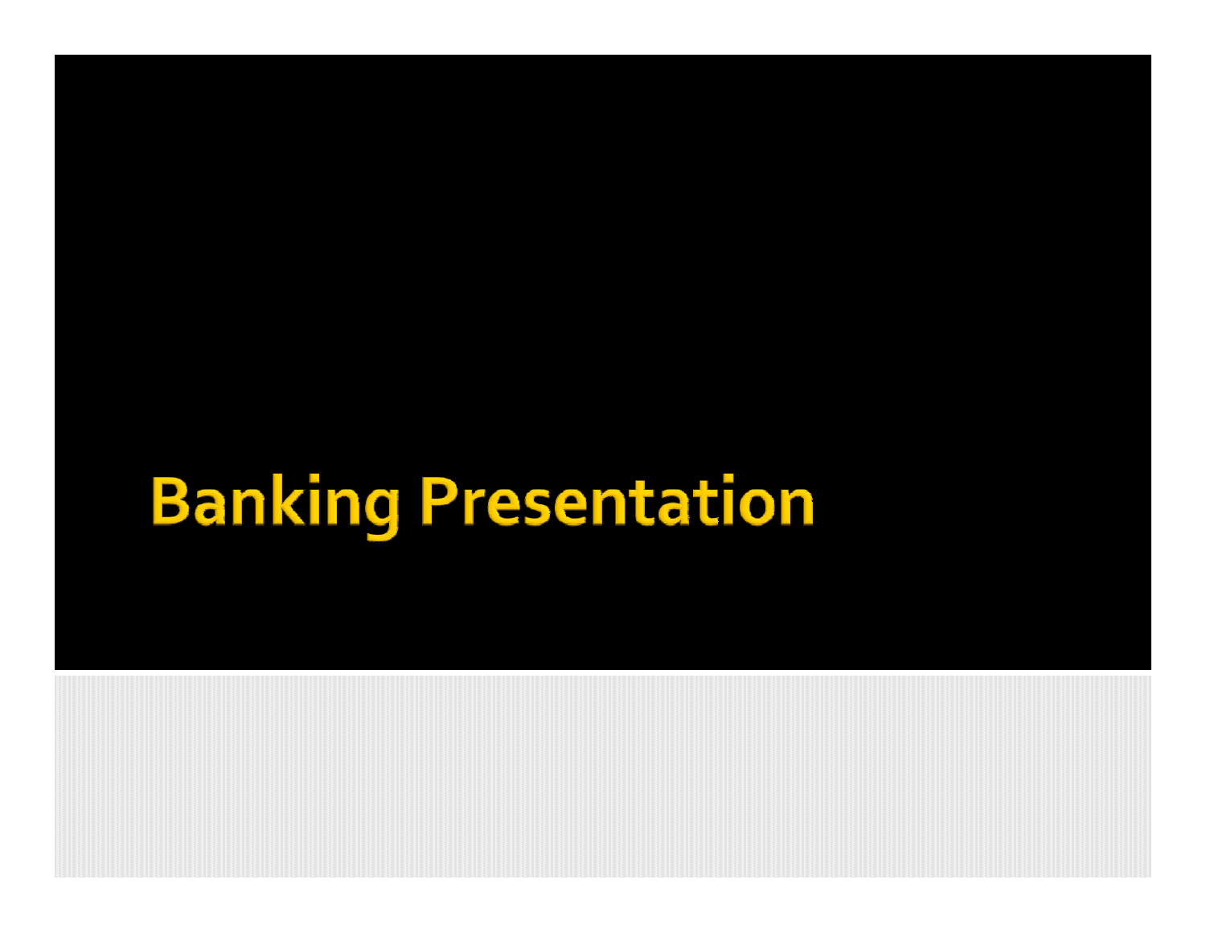# Banking Presentation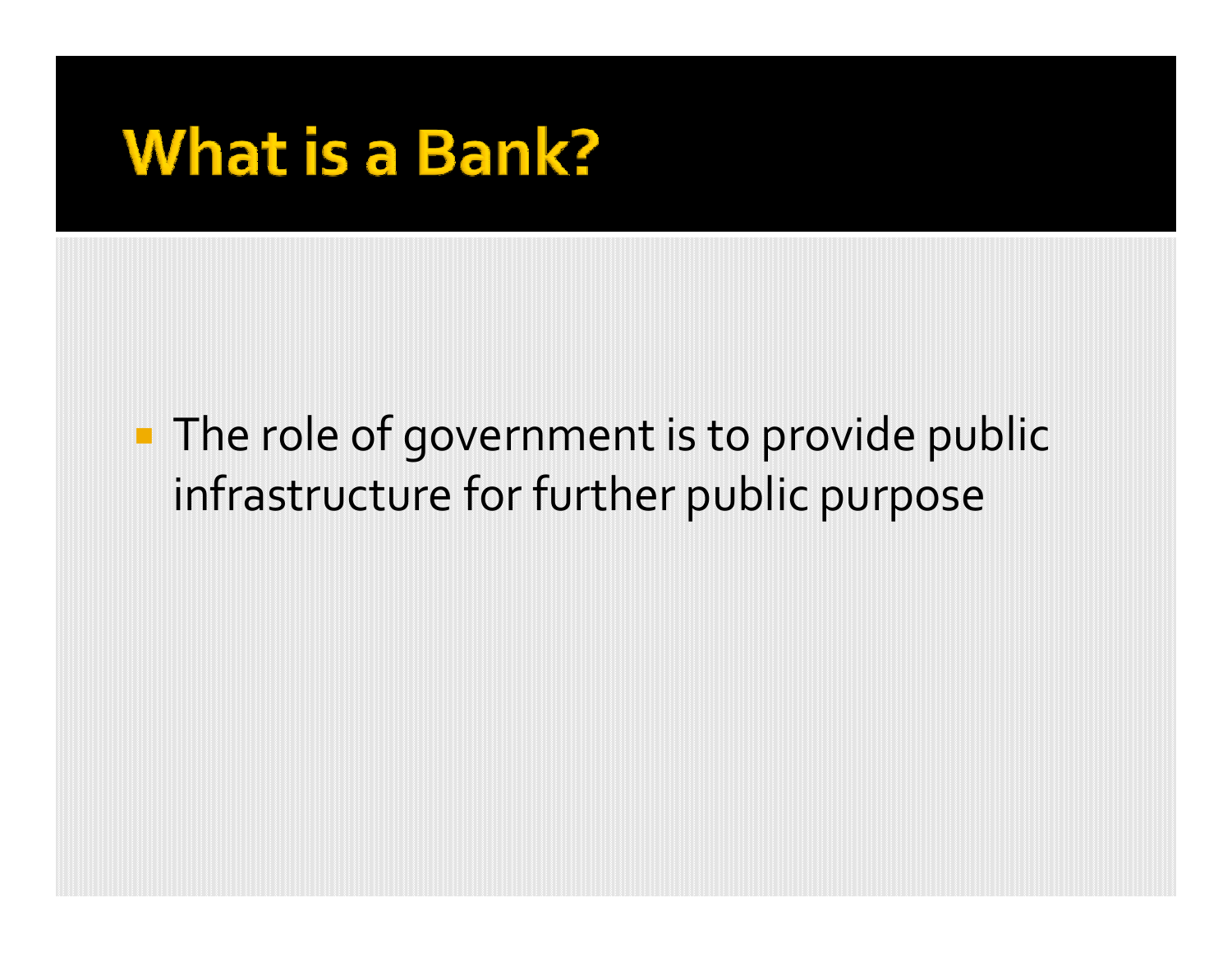# What is a Bank?

- The role of government is to provide public infrastructure for further public purpose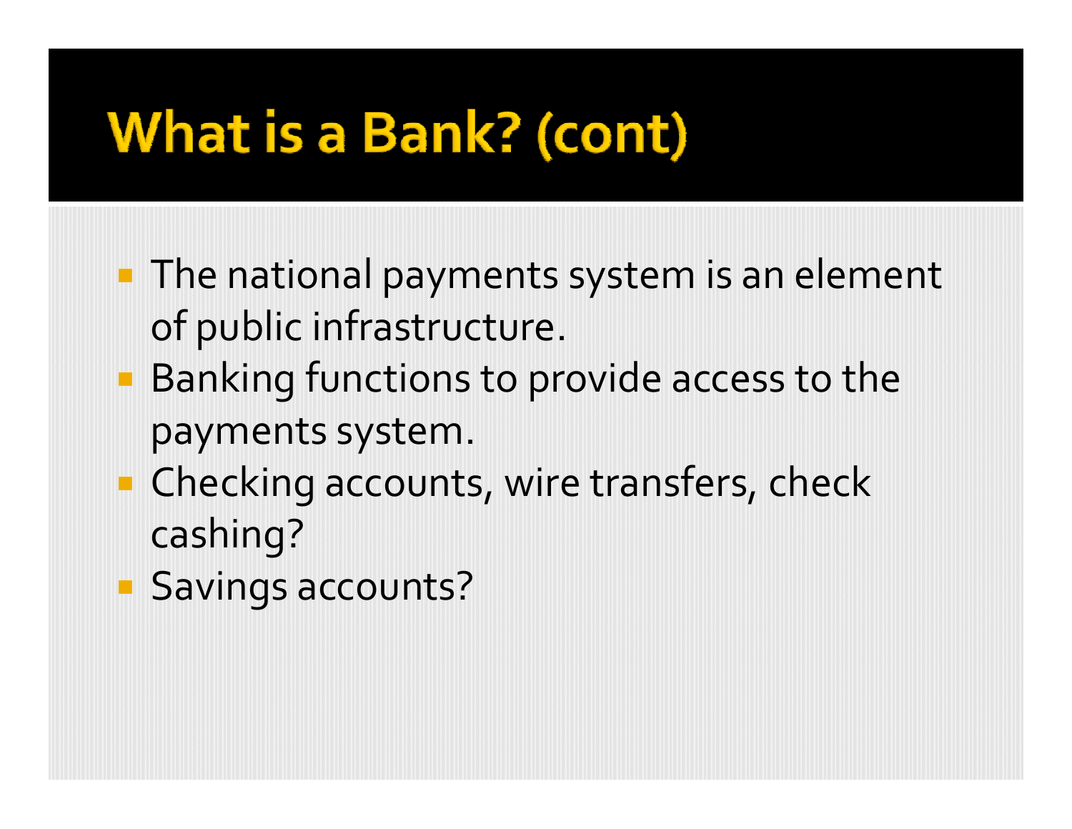# What is a Bank? (cont)

- The national payments system is an element of public infrastructure.
- Banking functions to provide access to the payments system.
- Checking accounts, wire transfers, check cashing?
- Savings accounts?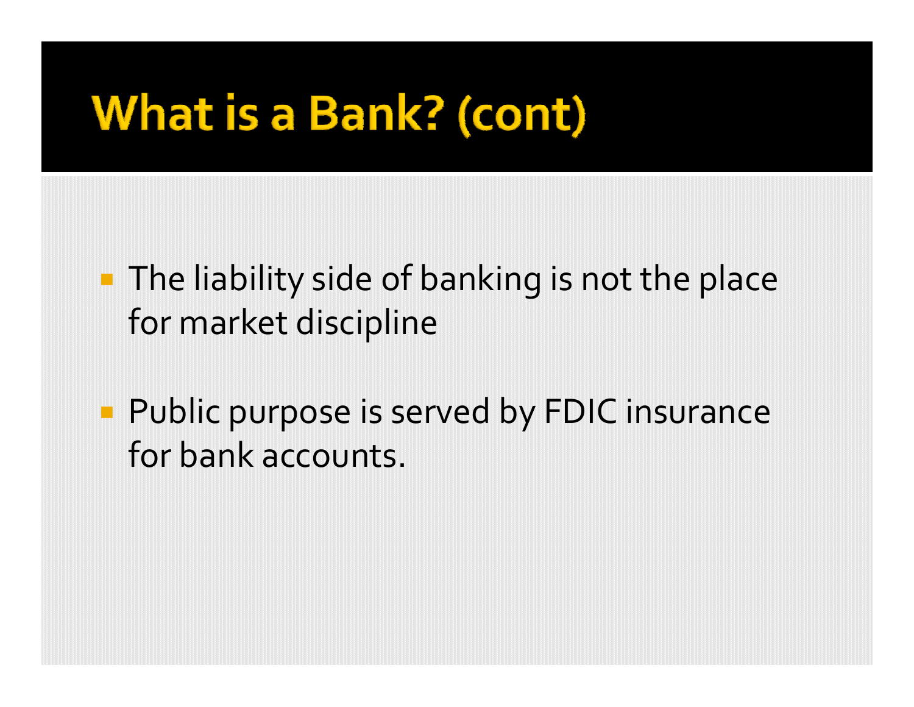# What is a Bank? (cont)

- The liability side of banking is not the place for market discipline
- Public purpose is served by FDIC insurance for bank accounts.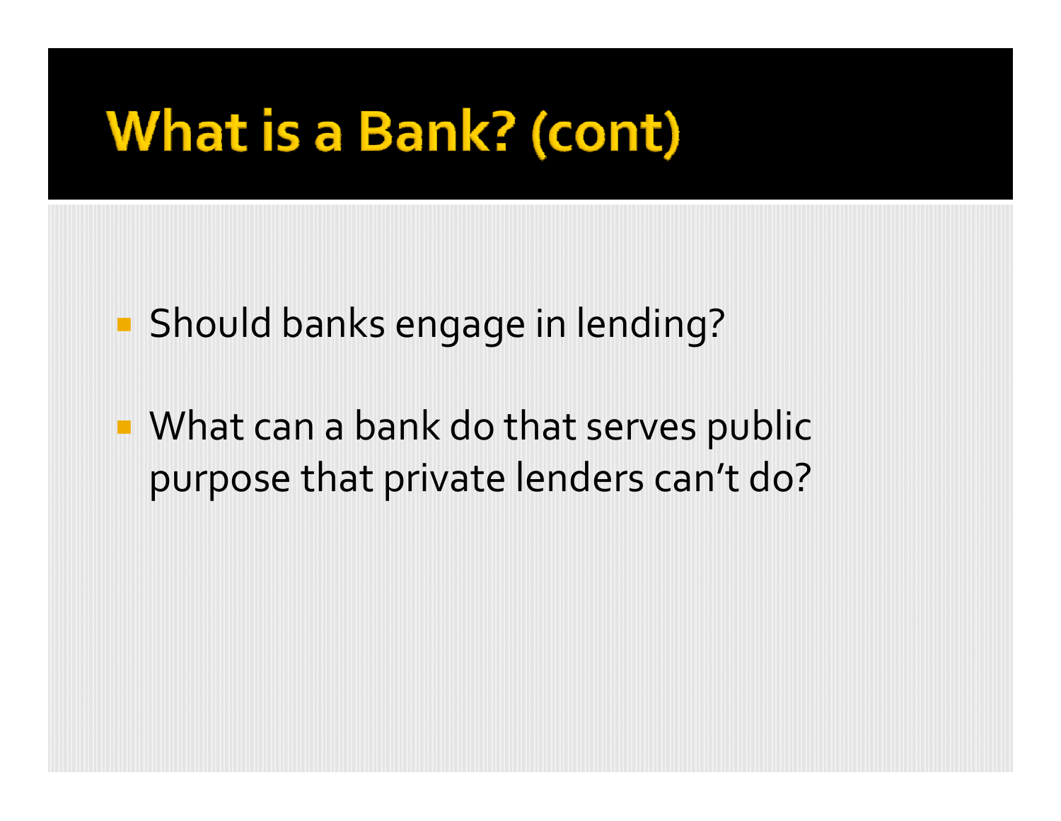# What is a Bank? (cont)

- Should banks engage in lending?
- What can a bank do that serves public purpose that private lenders can’t do?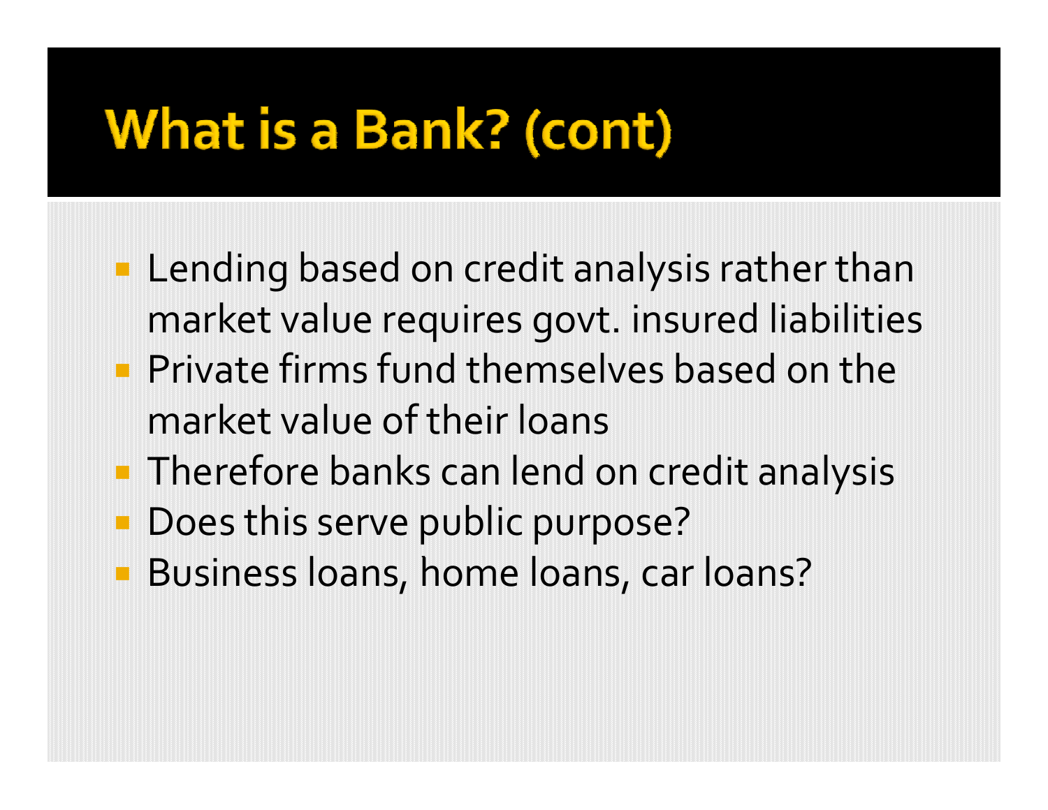# What is a Bank? (cont)

- Lending based on credit analysis rather than market value requires govt. insured liabilities
- Private firms fund themselves based on the market value of their loans
- Therefore banks can lend on credit analysis
- Does this serve public purpose?
- Business loans, home loans, car loans?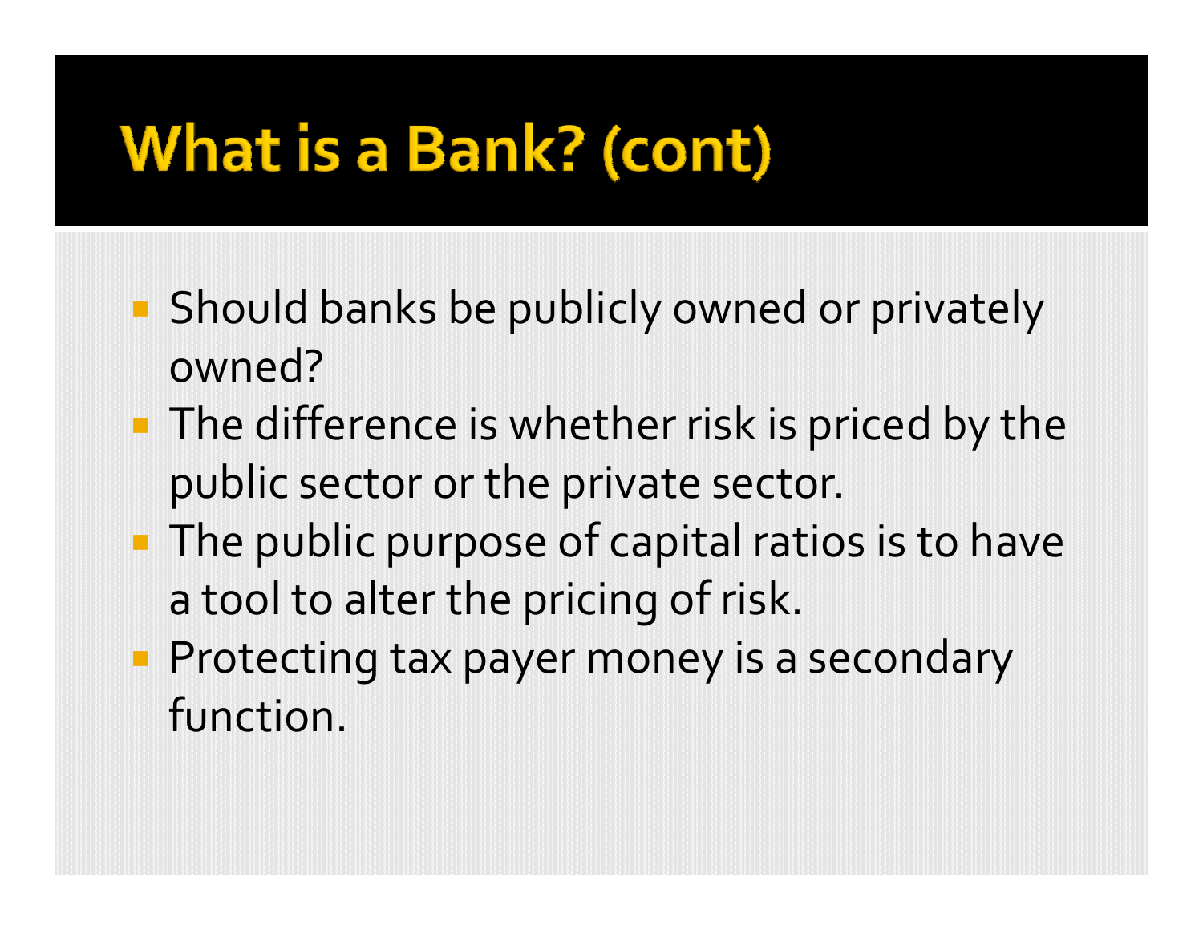# What is a Bank? (cont)

- Should banks be publicly owned or privately owned?
- The difference is whether risk is priced by the public sector or the private sector.
- The public purpose of capital ratios is to have a tool to alter the pricing of risk.
- Protecting tax payer money is a secondary function.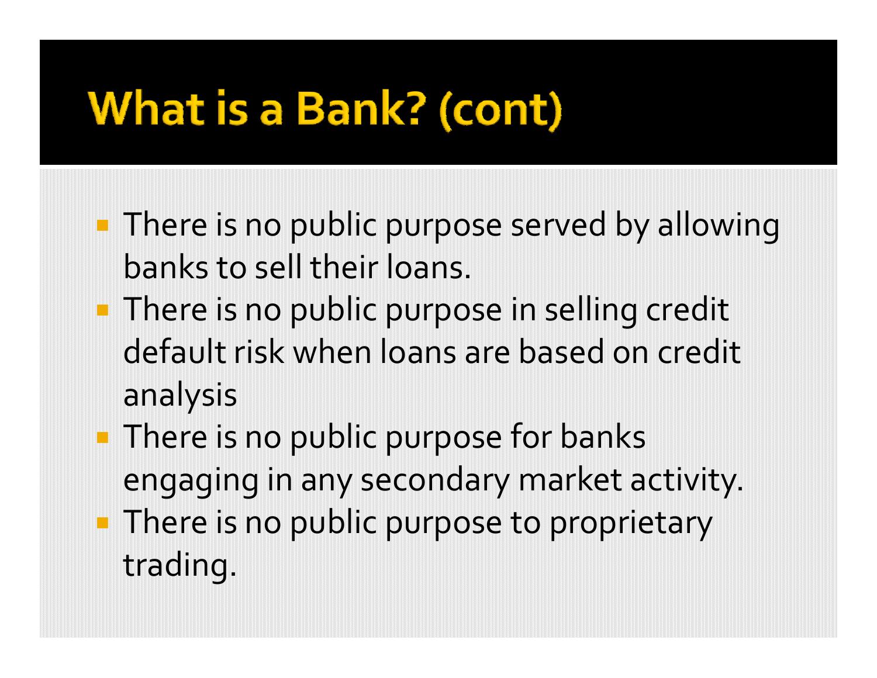# What is a Bank? (cont)

- There is no public purpose served by allowing banks to sell their loans.
- There is no public purpose in selling credit default risk when loans are based on credit analysis
- There is no public purpose for banks engaging in any secondary market activity.
- There is no public purpose to proprietary trading.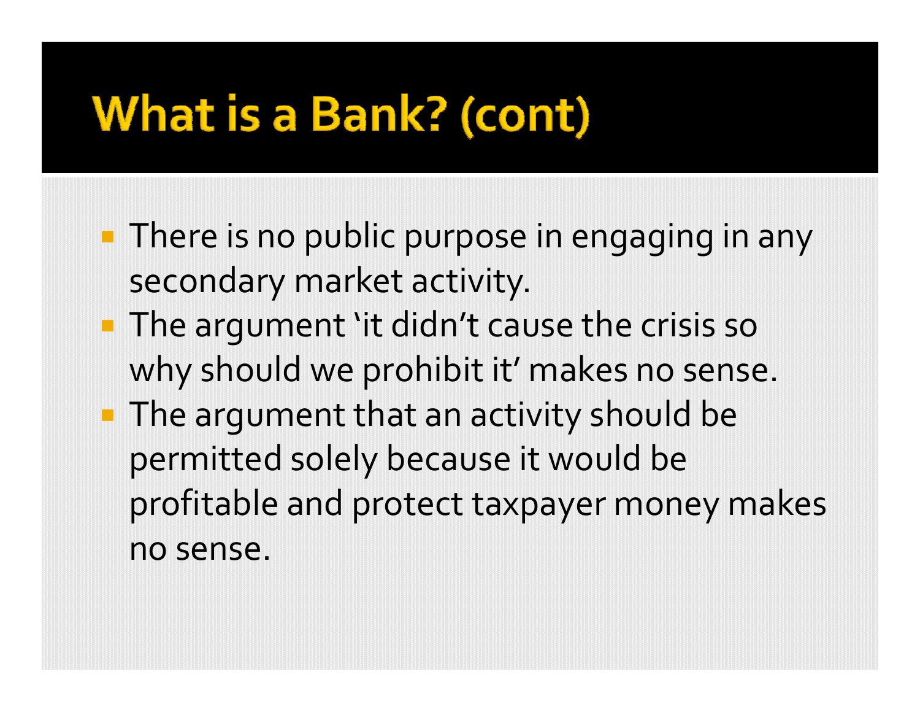# What is a Bank? (cont)

- There is no public purpose in engaging in any secondary market activity.
- The argument ‘it didn’t cause the crisis so why should we prohibit it’ makes no sense.
- The argument that an activity should be permitted solely because it would be profitable and protect taxpayer money makes no sense.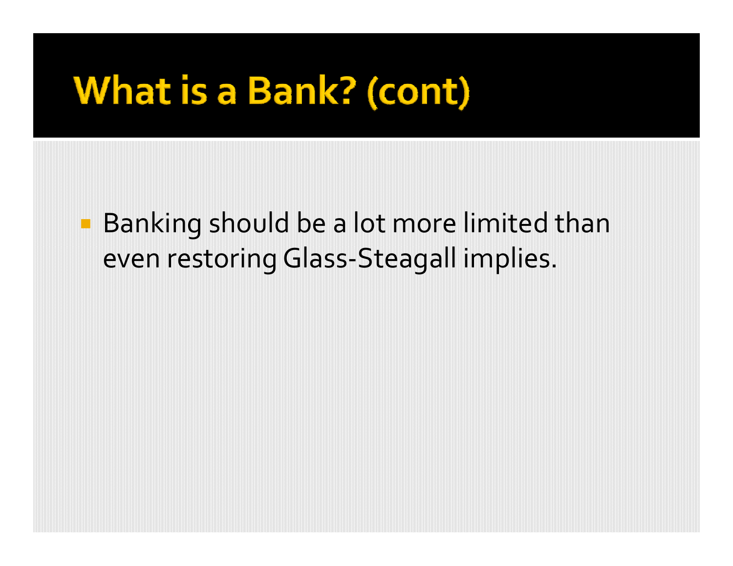# What is a Bank? (cont)

- Banking should be a lot more limited than even restoring Glass-Steagall implies.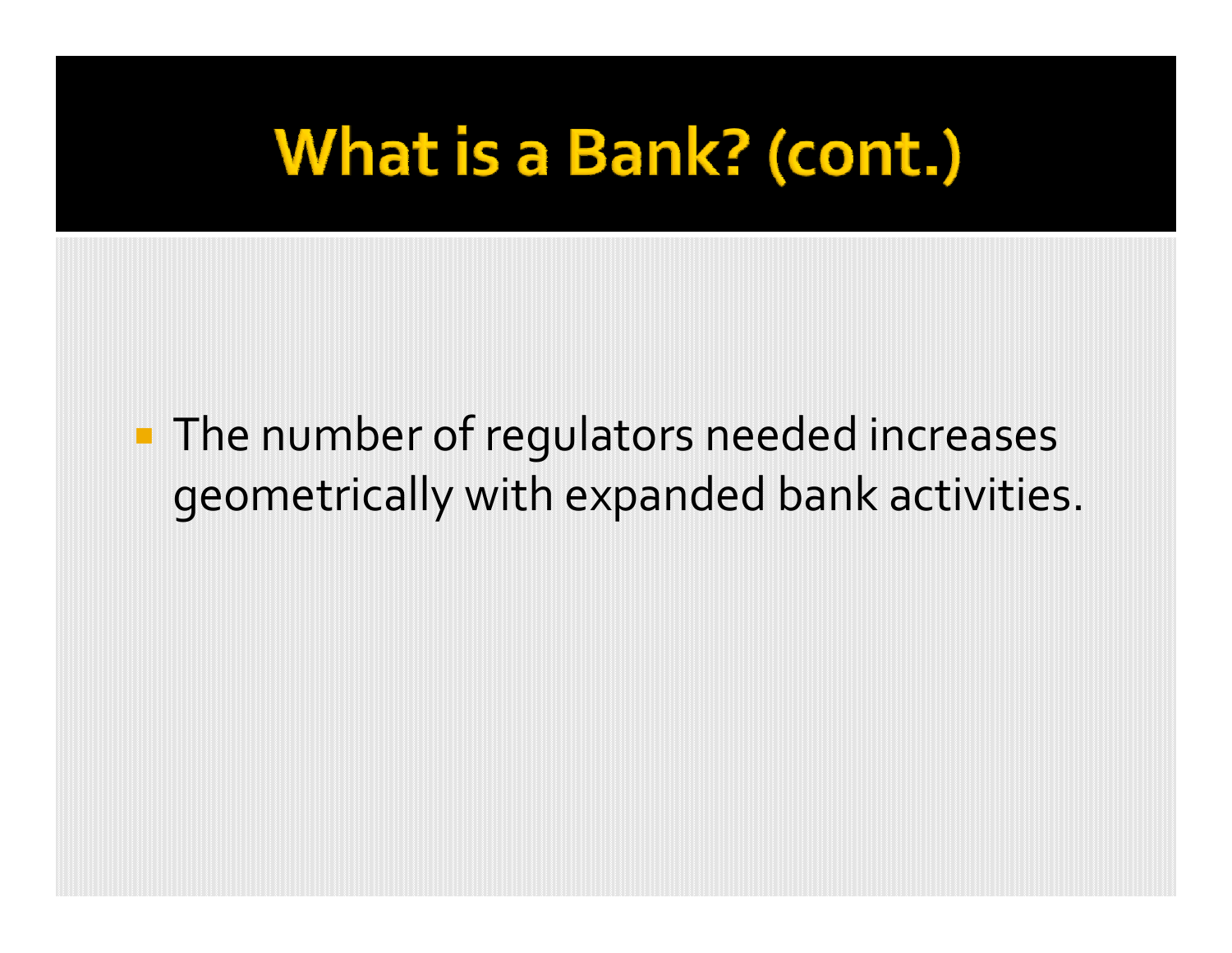# What is a Bank? (cont.)

- The number of regulators needed increases geometrically with expanded bank activities.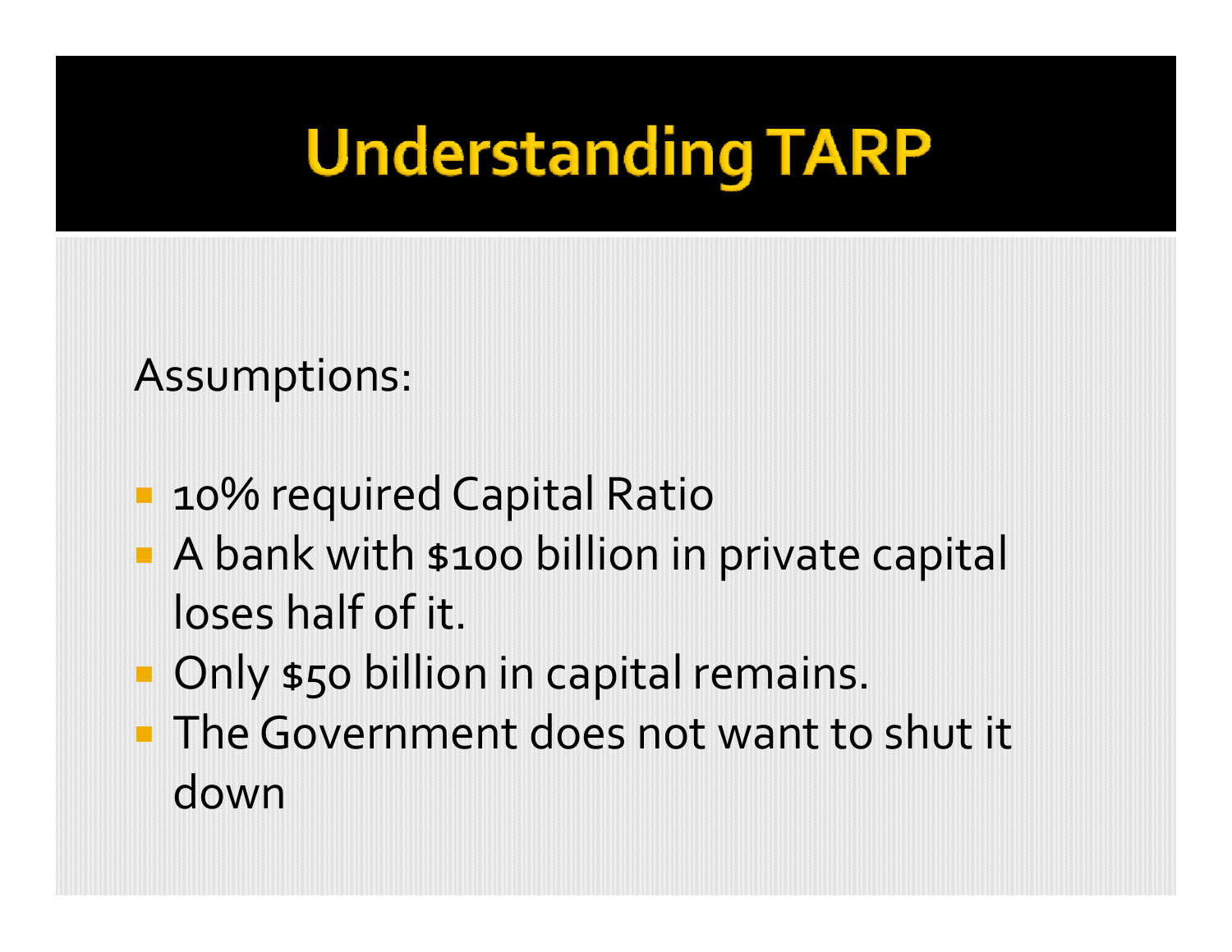# Understanding TARP

Assumptions:

- 10% required Capital Ratio
- A bank with $100 billion in private capital loses half of it.
- Only $50 billion in capital remains.
- The Government does not want to shut it down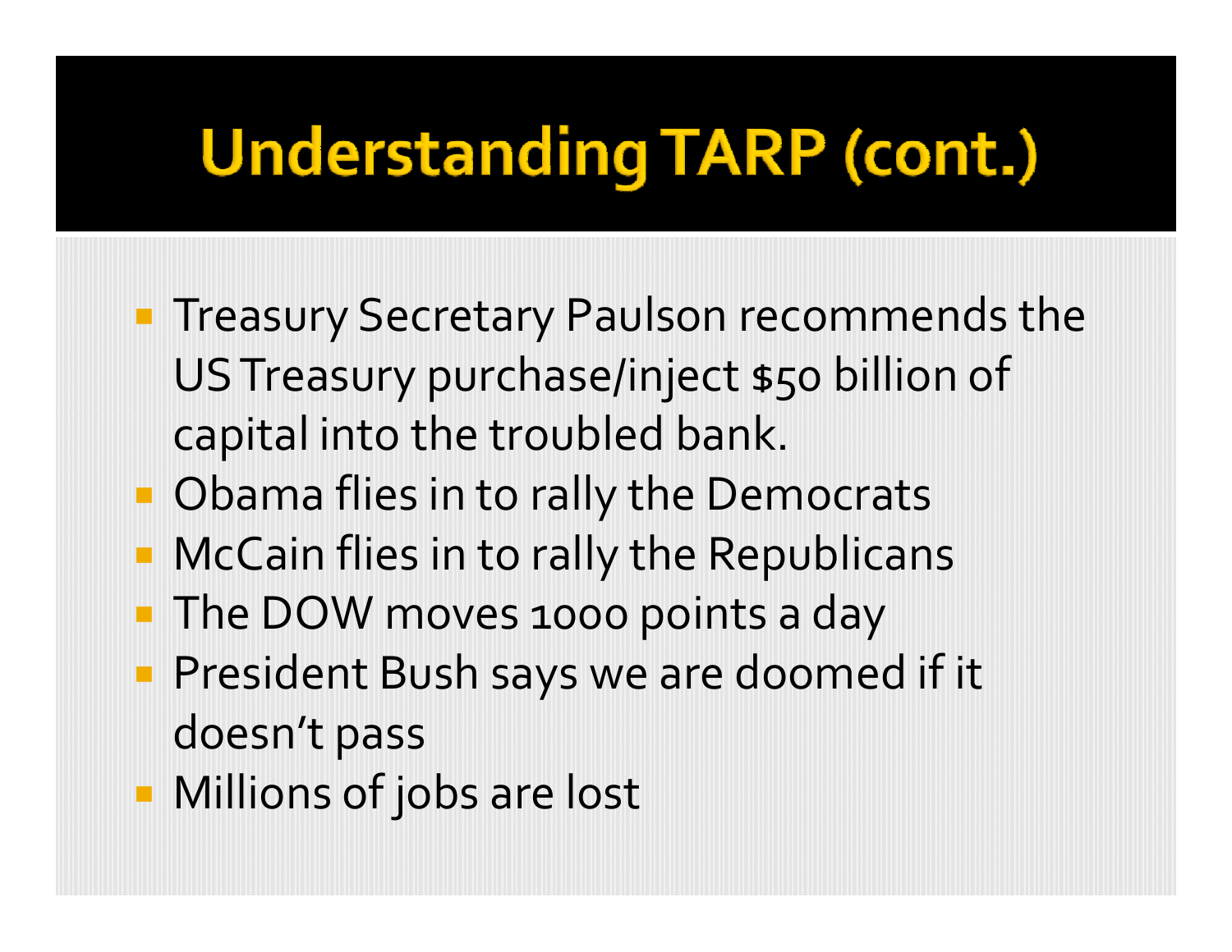# Understanding TARP (cont.)

- Treasury Secretary Paulson recommends the US Treasury purchase/inject $50 billion of capital into the troubled bank.
- Obama flies in to rally the Democrats
- McCain flies in to rally the Republicans
- The DOW moves 1000 points a day
- President Bush says we are doomed if it doesn't pass
- Millions of jobs are lost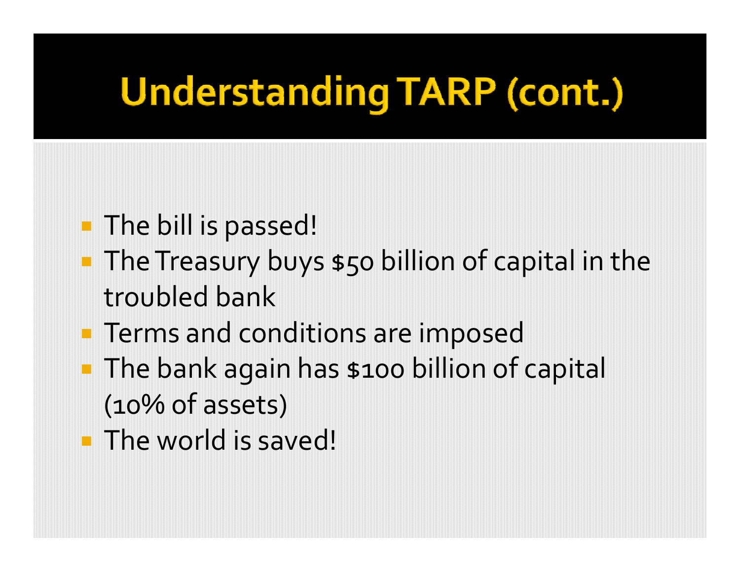# Understanding TARP (cont.)

- The bill is passed!
- The Treasury buys $50 billion of capital in the troubled bank
- Terms and conditions are imposed
- The bank again has $100 billion of capital (10% of assets)
- The world is saved!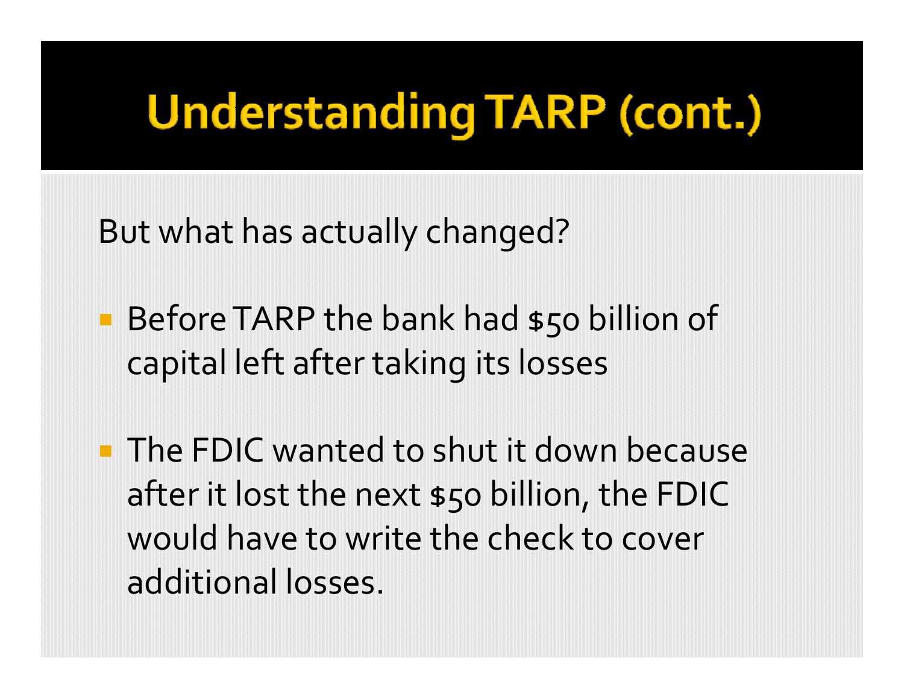# Understanding TARP (cont.)

But what has actually changed?

- Before TARP the bank had $50 billion of capital left after taking its losses
- The FDIC wanted to shut it down because after it lost the next $50 billion, the FDIC would have to write the check to cover additional losses.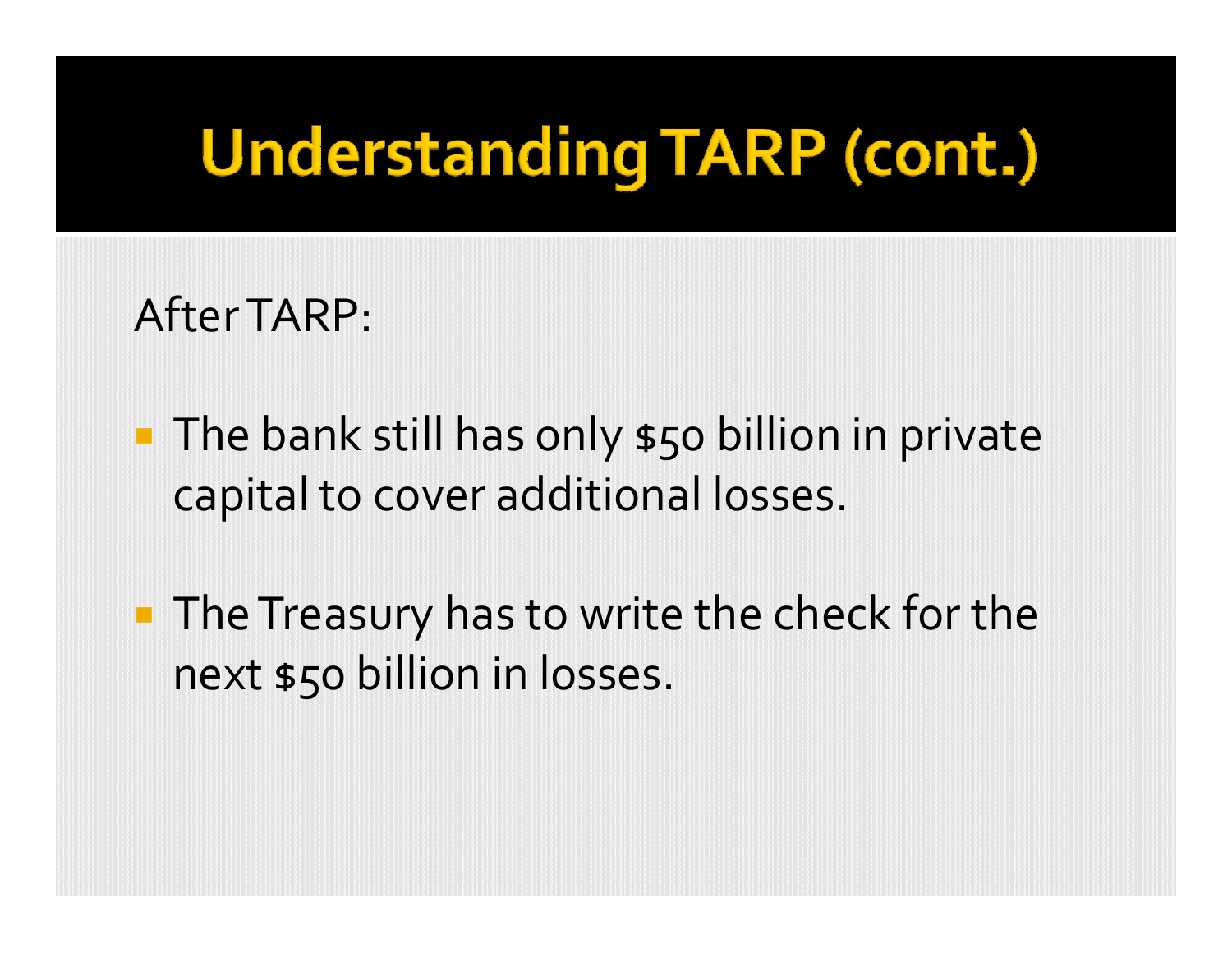# Understanding TARP (cont.)

After TARP:

- The bank still has only $50 billion in private capital to cover additional losses.
- The Treasury has to write the check for the next $50 billion in losses.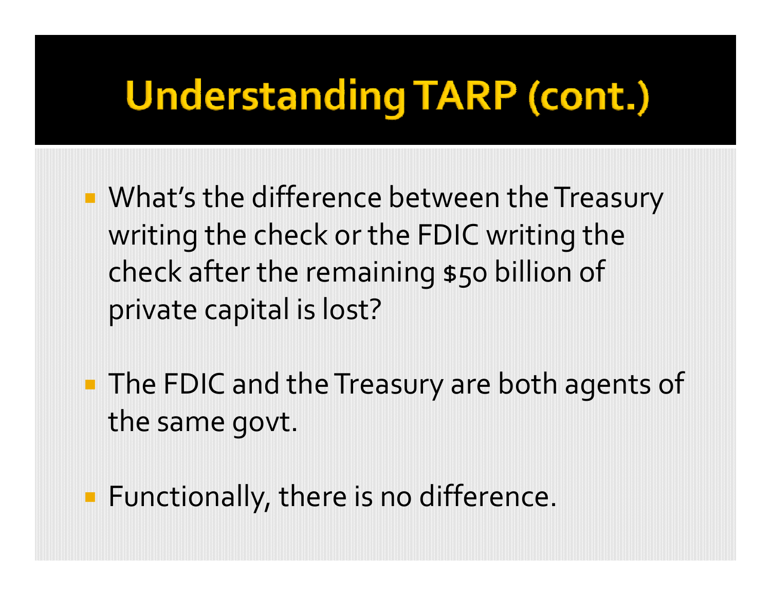# Understanding TARP (cont.)

- What's the difference between the Treasury writing the check or the FDIC writing the check after the remaining $50 billion of private capital is lost?

- The FDIC and the Treasury are both agents of the same govt.

- Functionally, there is no difference.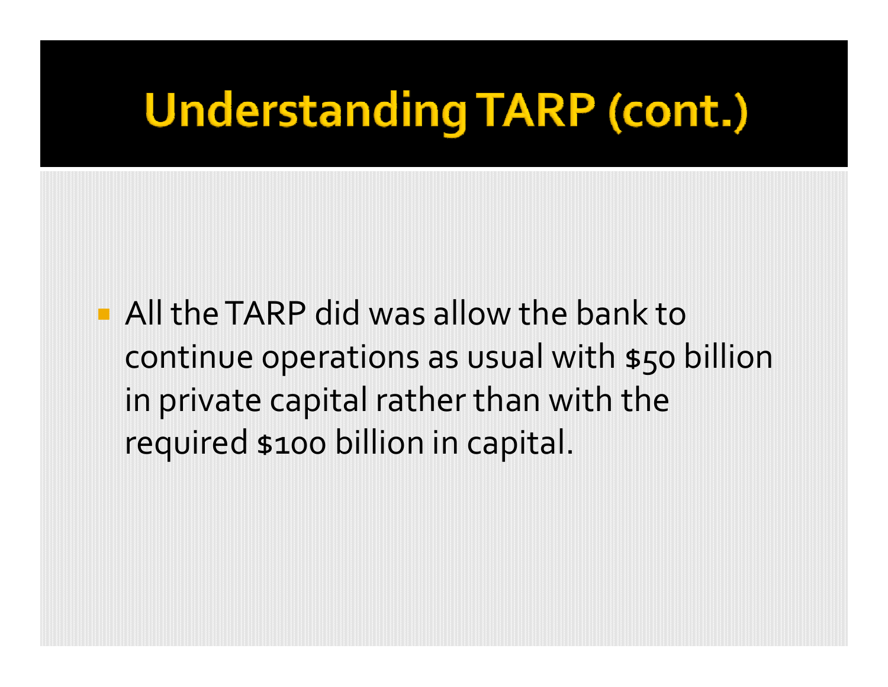# Understanding TARP (cont.)

- All the TARP did was allow the bank to continue operations as usual with $50 billion in private capital rather than with the required $100 billion in capital.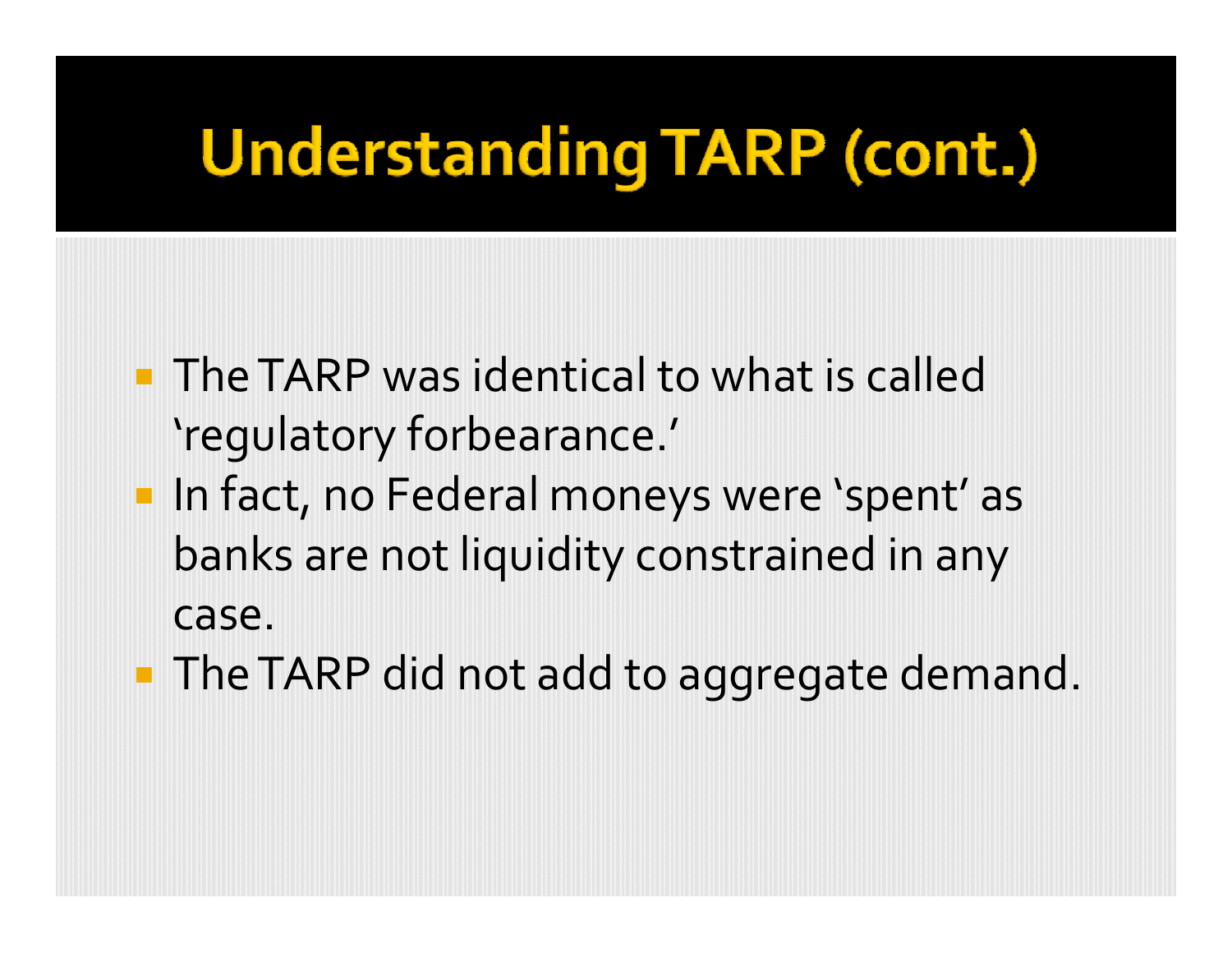# Understanding TARP (cont.)

- The TARP was identical to what is called 'regulatory forbearance.'
- In fact, no Federal moneys were 'spent' as banks are not liquidity constrained in any case.
- The TARP did not add to aggregate demand.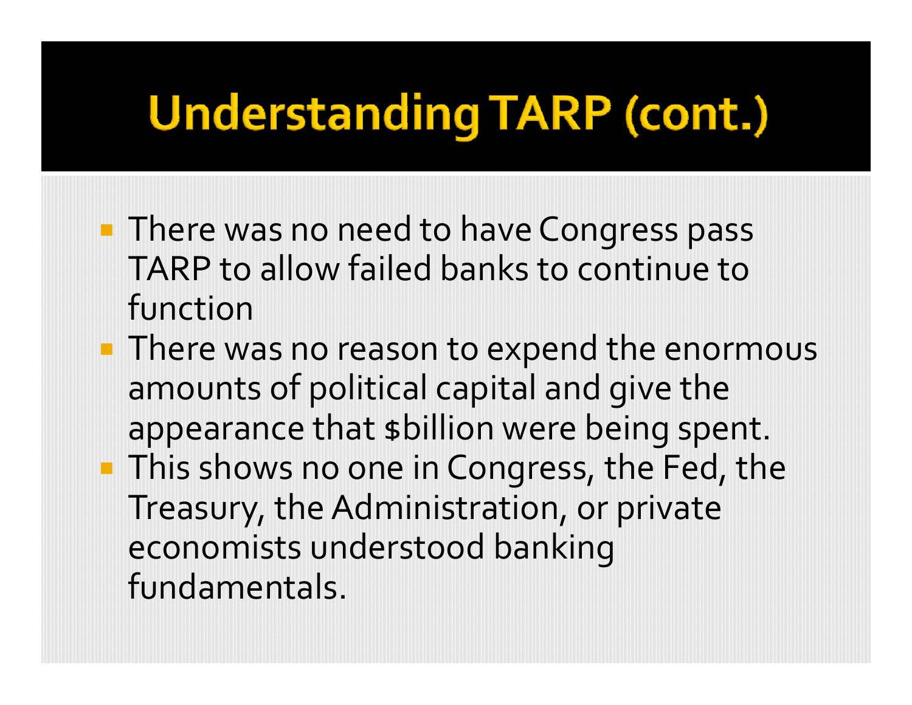# Understanding TARP (cont.)

- There was no need to have Congress pass TARP to allow failed banks to continue to function
- There was no reason to expend the enormous amounts of political capital and give the appearance that $billion were being spent.
- This shows no one in Congress, the Fed, the Treasury, the Administration, or private economists understood banking fundamentals.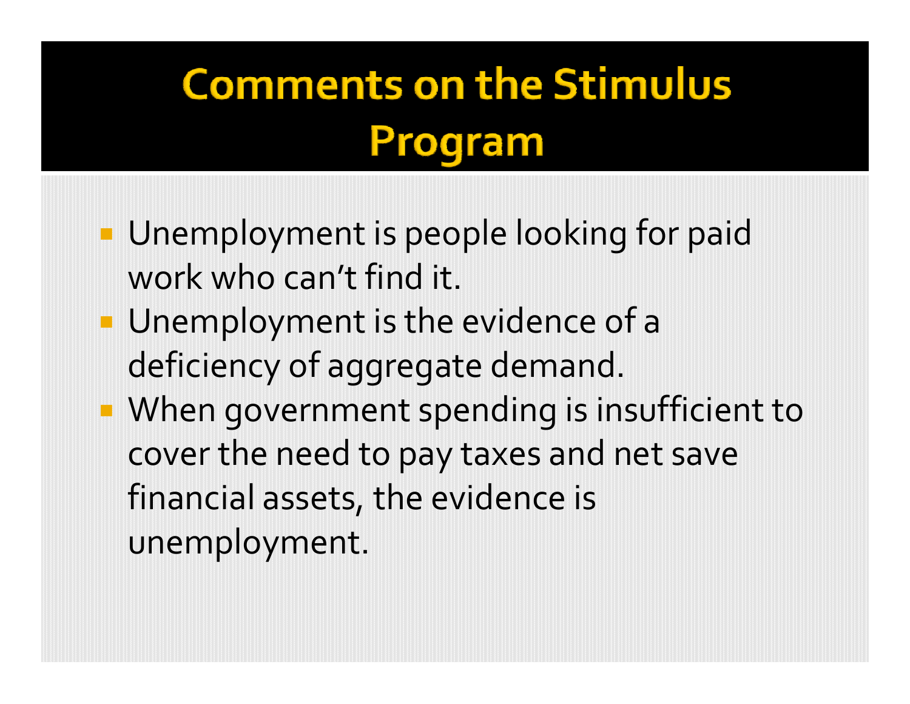# Comments on the Stimulus Program

- Unemployment is people looking for paid work who can't find it.
- Unemployment is the evidence of a deficiency of aggregate demand.
- When government spending is insufficient to cover the need to pay taxes and net save financial assets, the evidence is unemployment.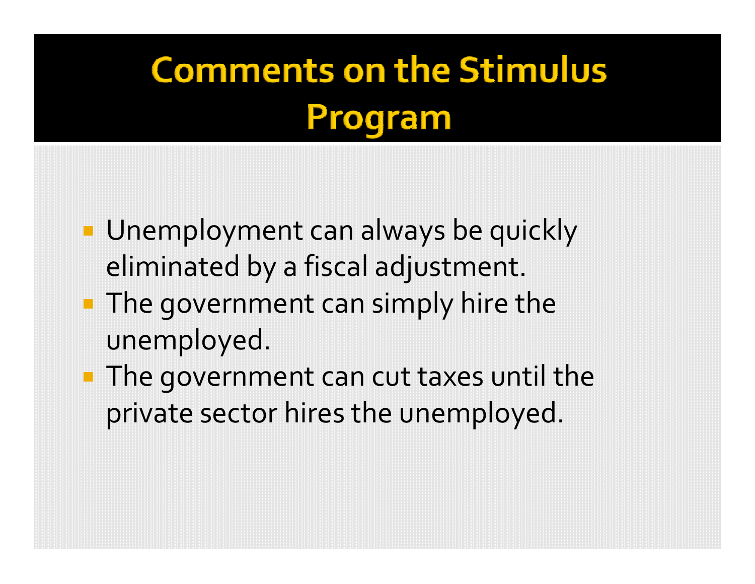# Comments on the Stimulus Program

- Unemployment can always be quickly eliminated by a fiscal adjustment.
- The government can simply hire the unemployed.
- The government can cut taxes until the private sector hires the unemployed.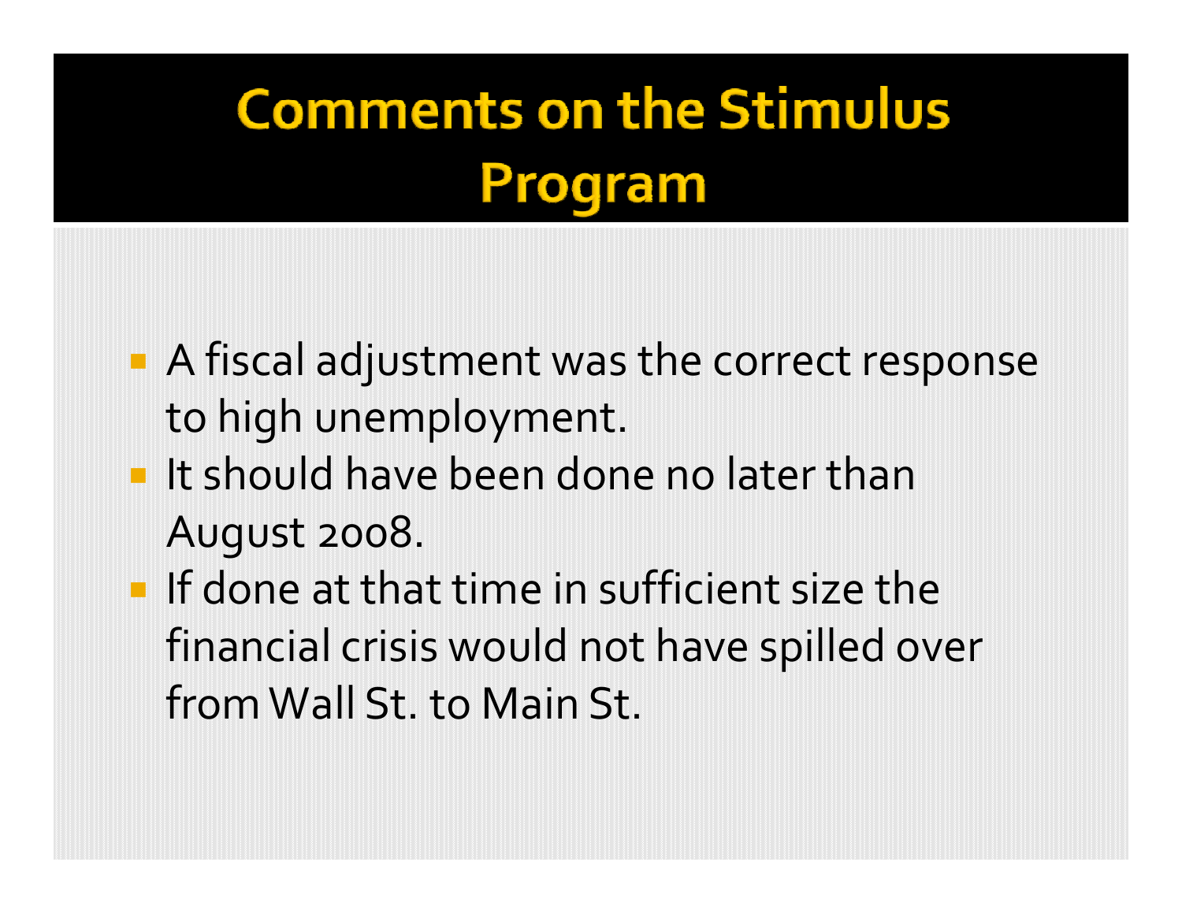# Comments on the Stimulus Program

- A fiscal adjustment was the correct response to high unemployment.
- It should have been done no later than August 2008.
- If done at that time in sufficient size the financial crisis would not have spilled over from Wall St. to Main St.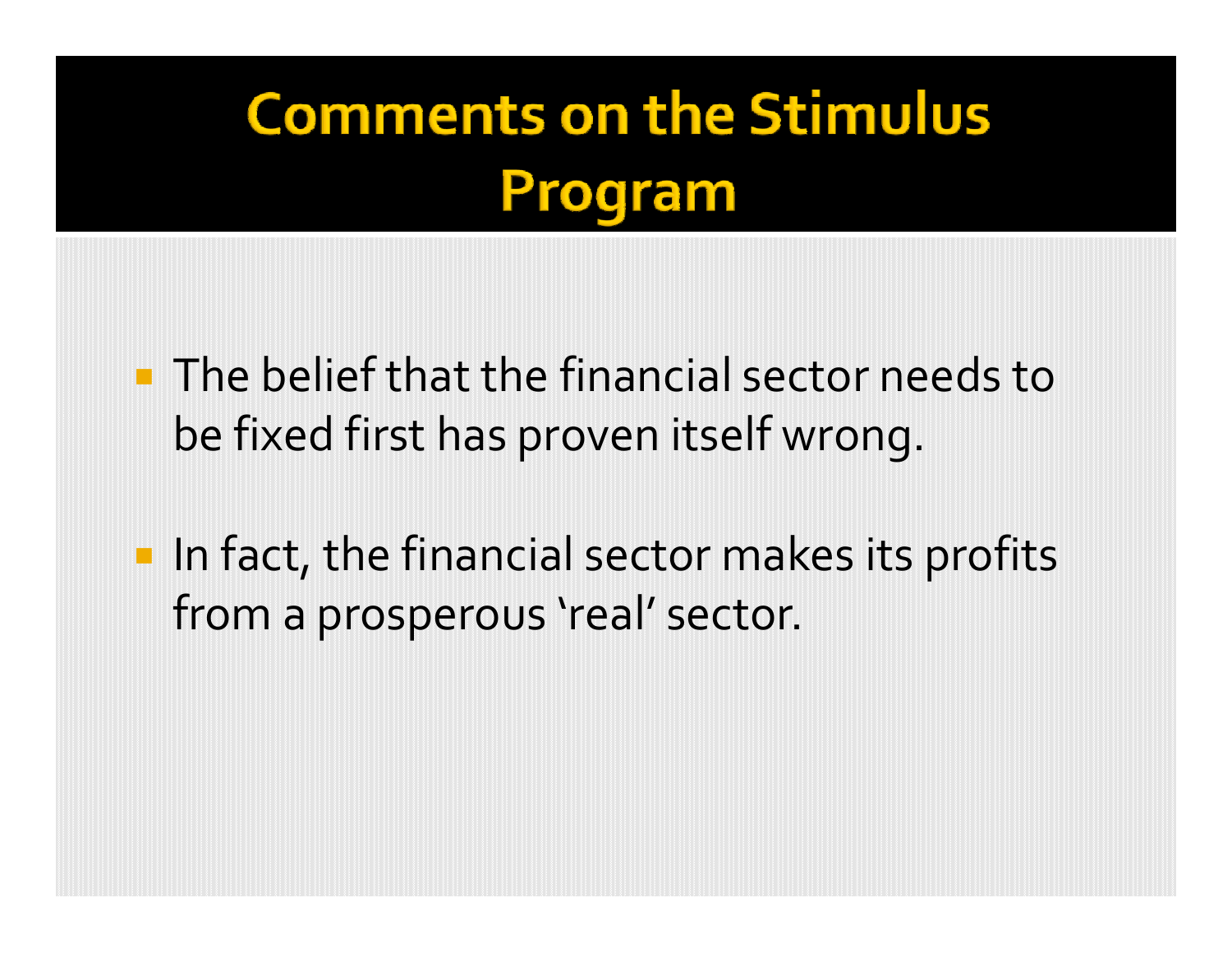# Comments on the Stimulus Program

- The belief that the financial sector needs to be fixed first has proven itself wrong.
- In fact, the financial sector makes its profits from a prosperous ‘real’ sector.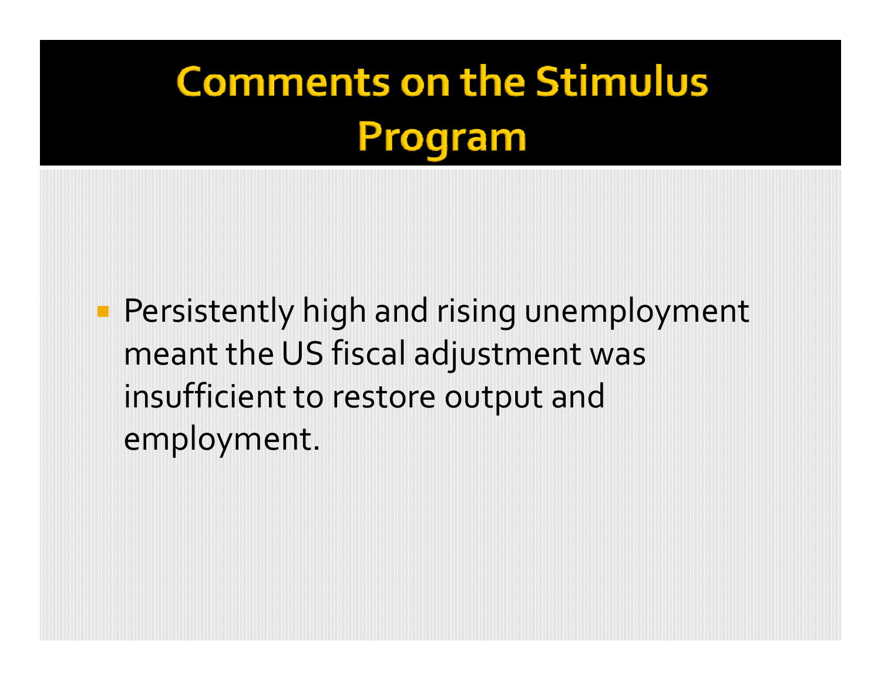# Comments on the Stimulus Program

- Persistently high and rising unemployment meant the US fiscal adjustment was insufficient to restore output and employment.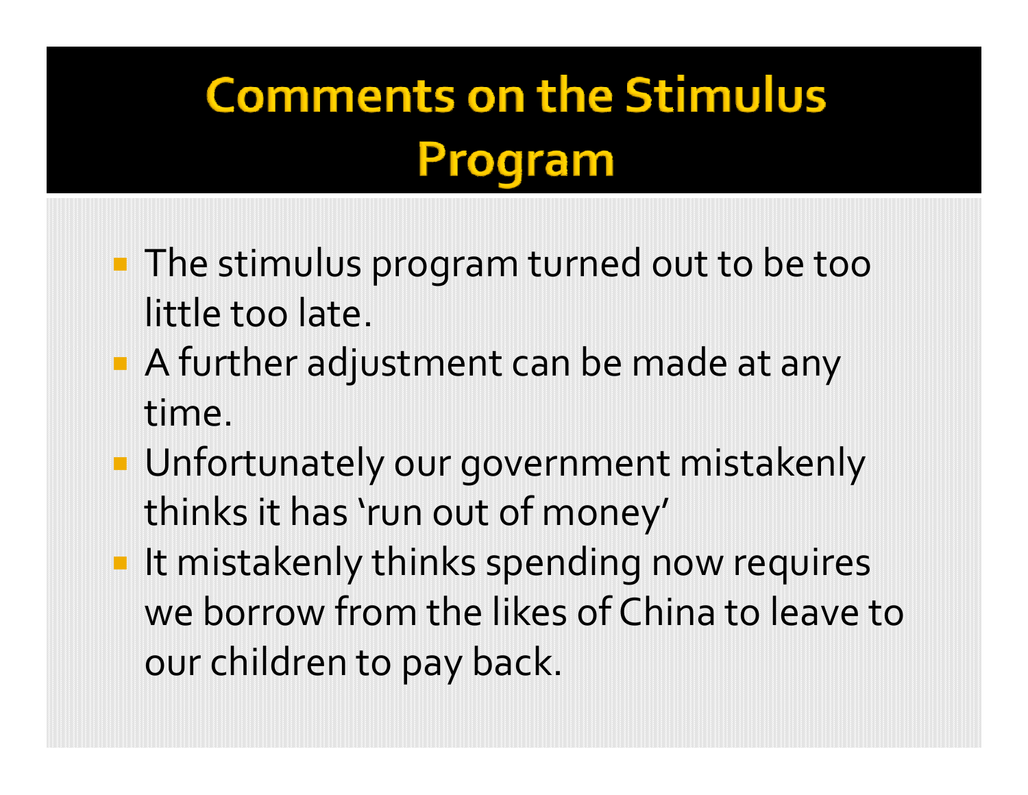# Comments on the Stimulus Program

- The stimulus program turned out to be too little too late.
- A further adjustment can be made at any time.
- Unfortunately our government mistakenly thinks it has 'run out of money'
- It mistakenly thinks spending now requires we borrow from the likes of China to leave to our children to pay back.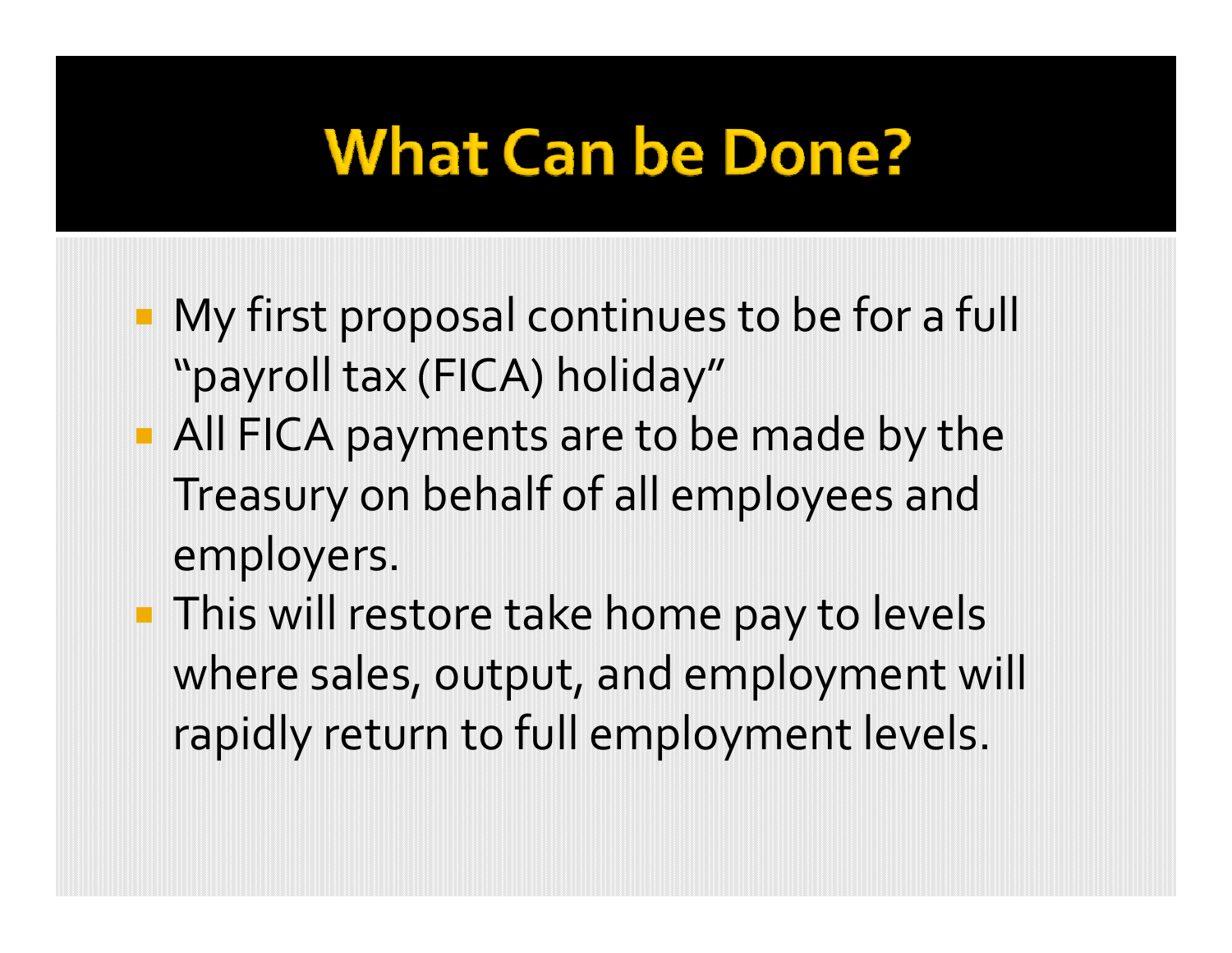# What Can be Done?

- My first proposal continues to be for a full "payroll tax (FICA) holiday"
- All FICA payments are to be made by the Treasury on behalf of all employees and employers.
- This will restore take home pay to levels where sales, output, and employment will rapidly return to full employment levels.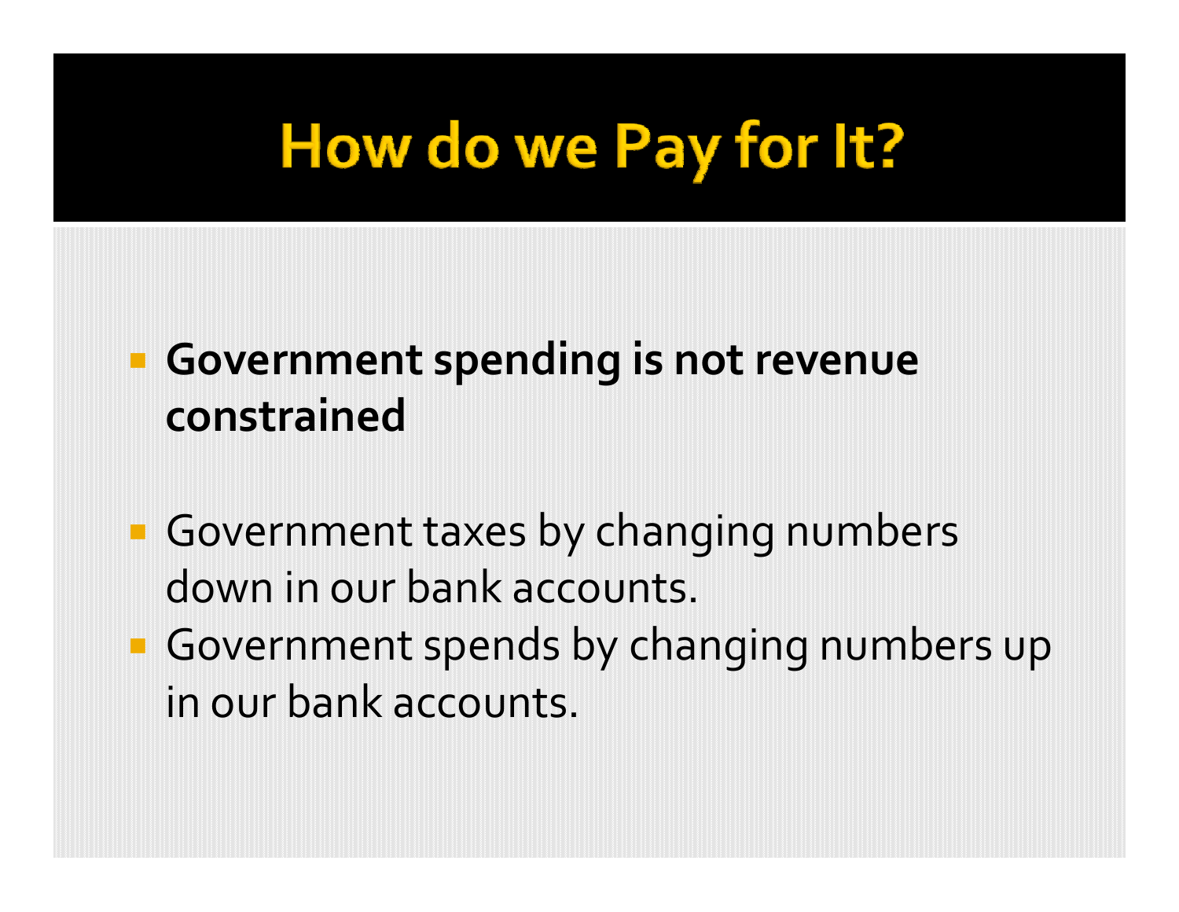# How do we Pay for It?

- **Government spending is not revenue constrained**

- Government taxes by changing numbers down in our bank accounts.
- Government spends by changing numbers up in our bank accounts.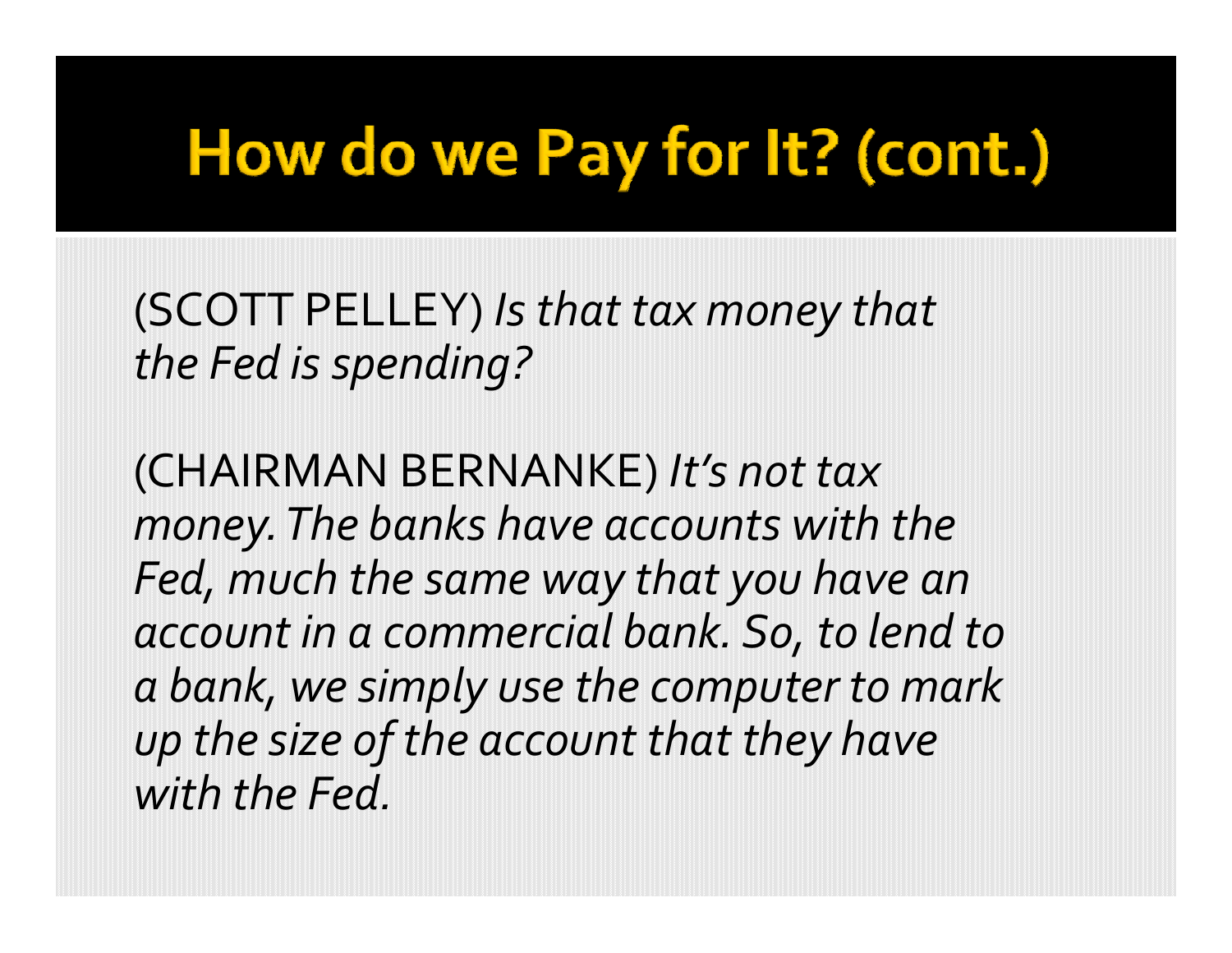# How do we Pay for It? (cont.)

(SCOTT PELLEY) *Is that tax money that the Fed is spending?*

(CHAIRMAN BERNANKE) *It's not tax money. The banks have accounts with the Fed, much the same way that you have an account in a commercial bank. So, to lend to a bank, we simply use the computer to mark up the size of the account that they have with the Fed.*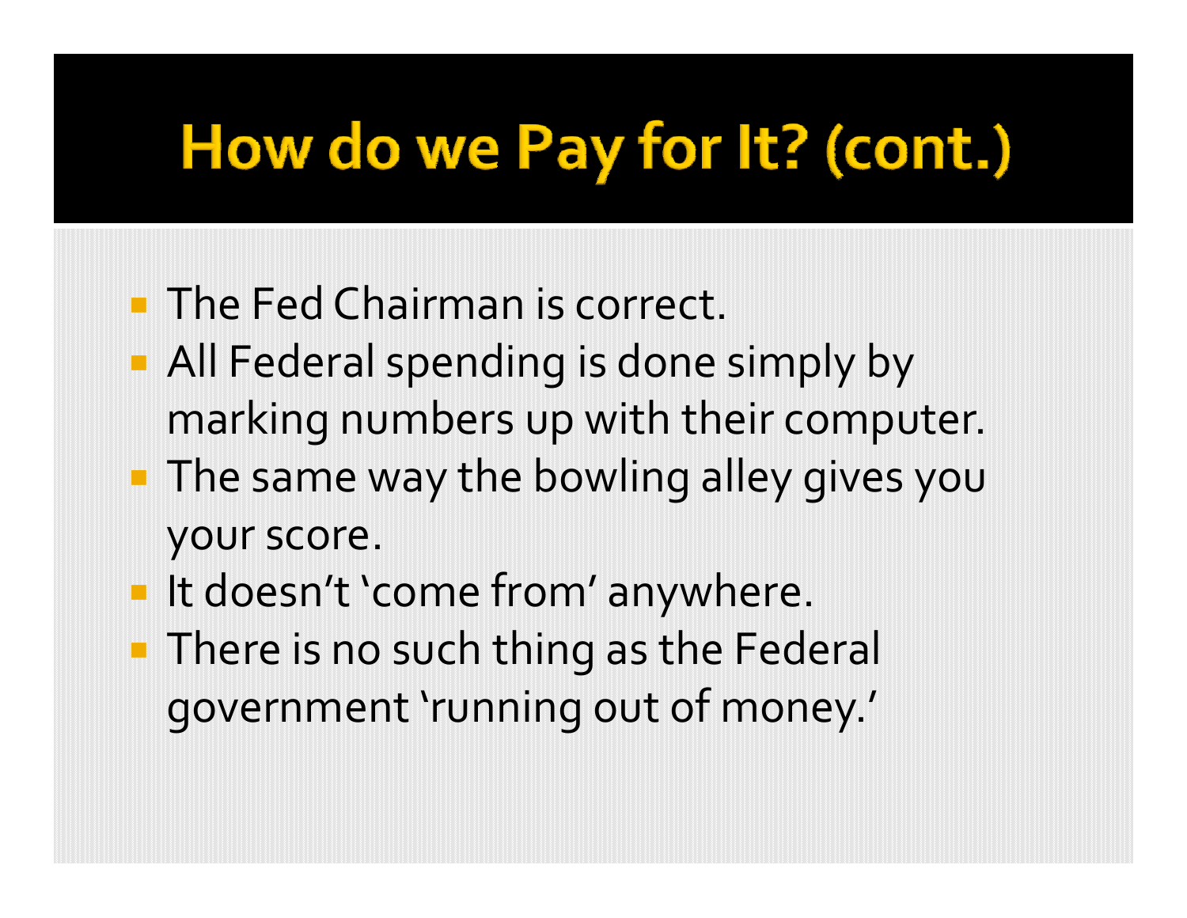# How do we Pay for It? (cont.)

- The Fed Chairman is correct.
- All Federal spending is done simply by marking numbers up with their computer.
- The same way the bowling alley gives you your score.
- It doesn't 'come from' anywhere.
- There is no such thing as the Federal government 'running out of money.'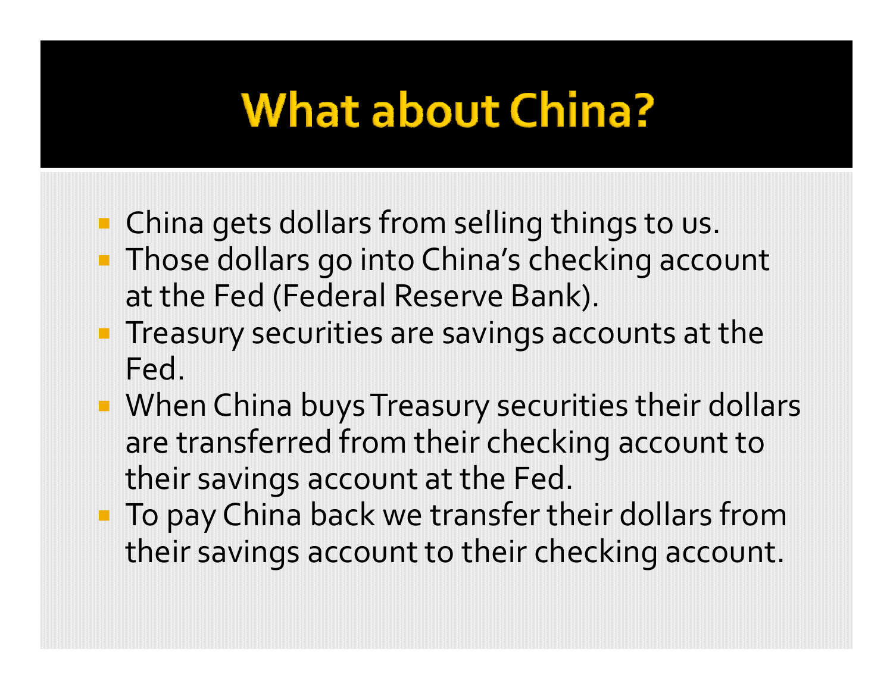# What about China?

- China gets dollars from selling things to us.
- Those dollars go into China's checking account at the Fed (Federal Reserve Bank).
- Treasury securities are savings accounts at the Fed.
- When China buys Treasury securities their dollars are transferred from their checking account to their savings account at the Fed.
- To pay China back we transfer their dollars from their savings account to their checking account.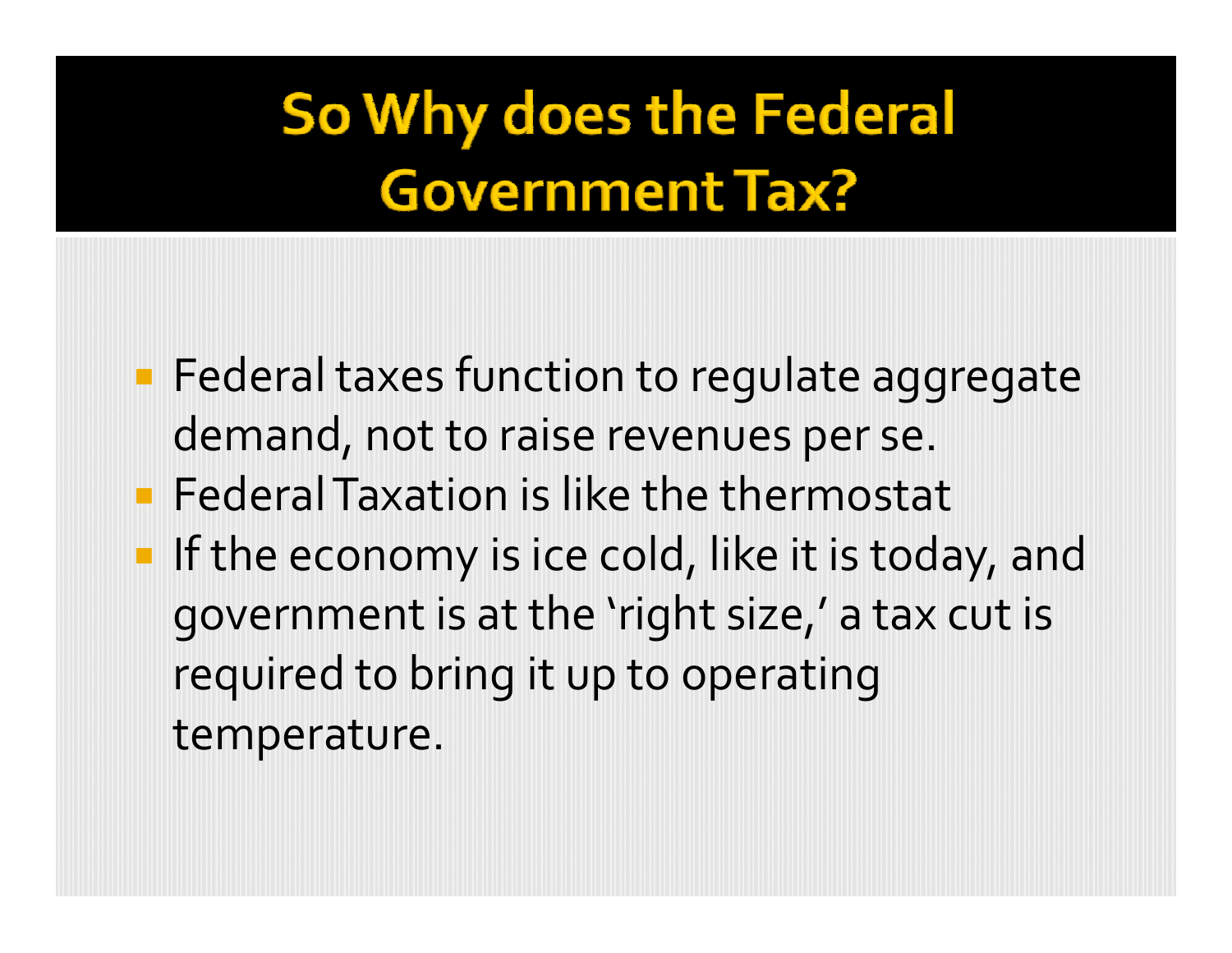# So Why does the Federal Government Tax?

- Federal taxes function to regulate aggregate demand, not to raise revenues per se.
- Federal Taxation is like the thermostat
- If the economy is ice cold, like it is today, and government is at the 'right size,' a tax cut is required to bring it up to operating temperature.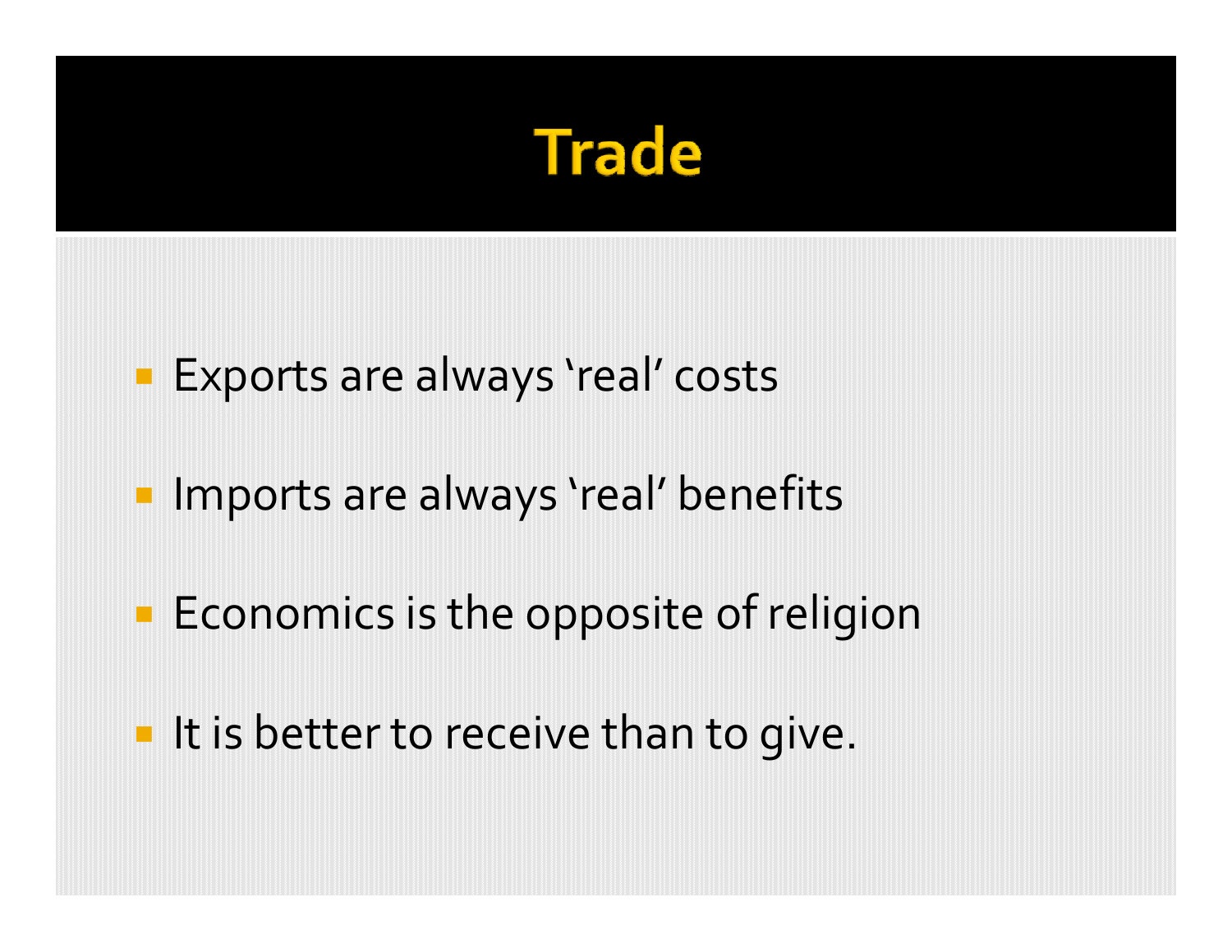# Trade

- Exports are always ‘real’ costs
- Imports are always ‘real’ benefits
- Economics is the opposite of religion
- It is better to receive than to give.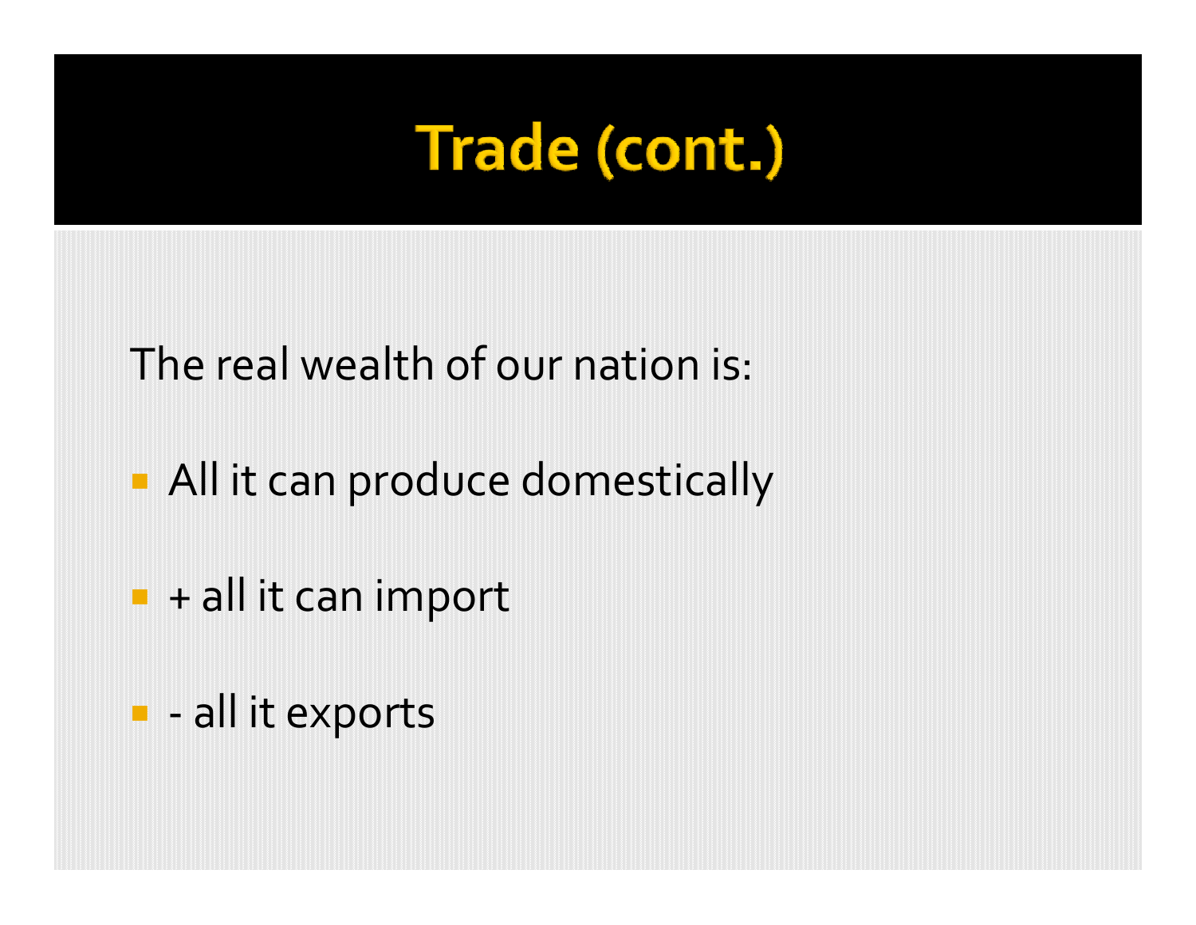# Trade (cont.)

The real wealth of our nation is:

- All it can produce domestically
- + all it can import
- - all it exports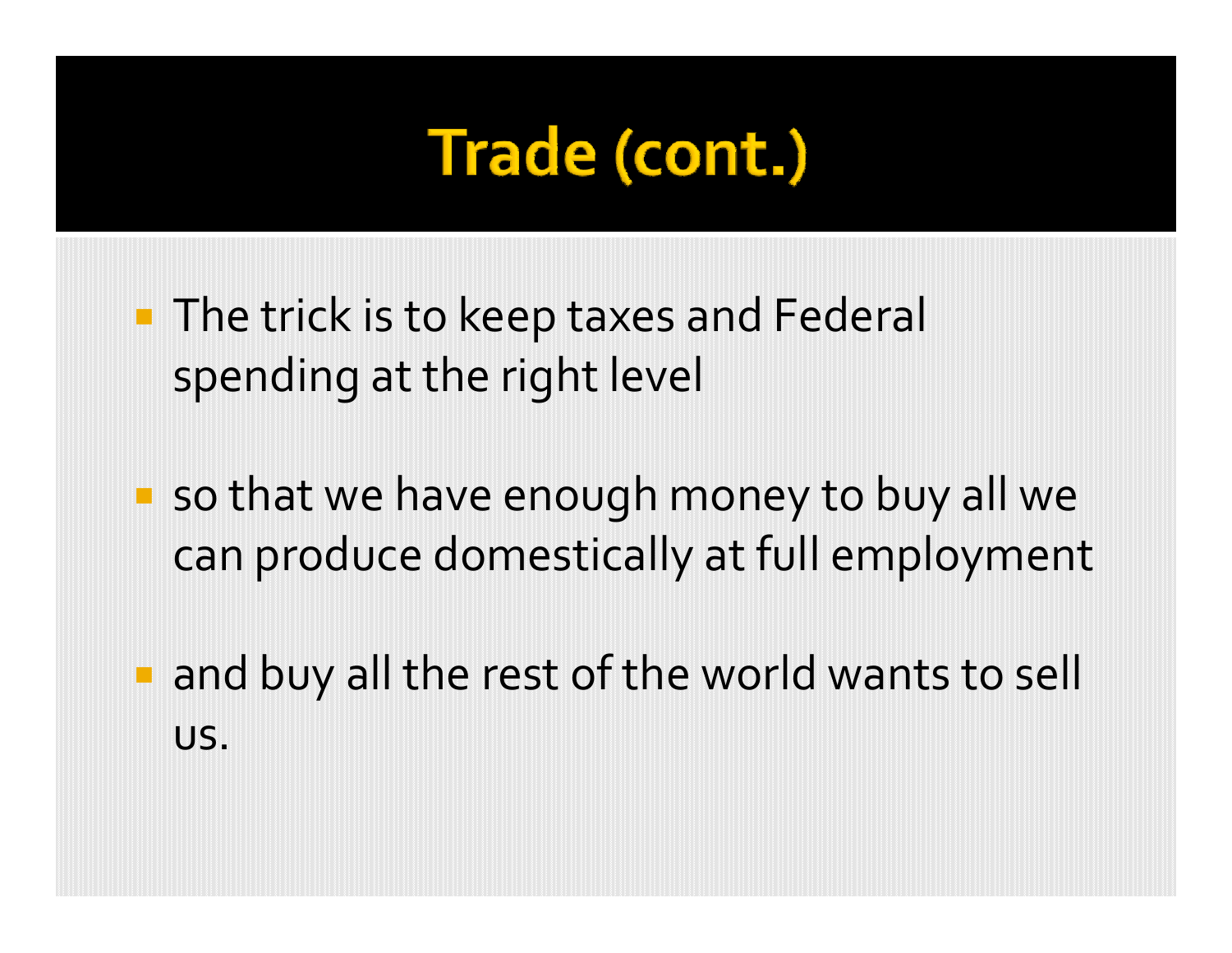# Trade (cont.)

- The trick is to keep taxes and Federal spending at the right level
- so that we have enough money to buy all we can produce domestically at full employment
- and buy all the rest of the world wants to sell us.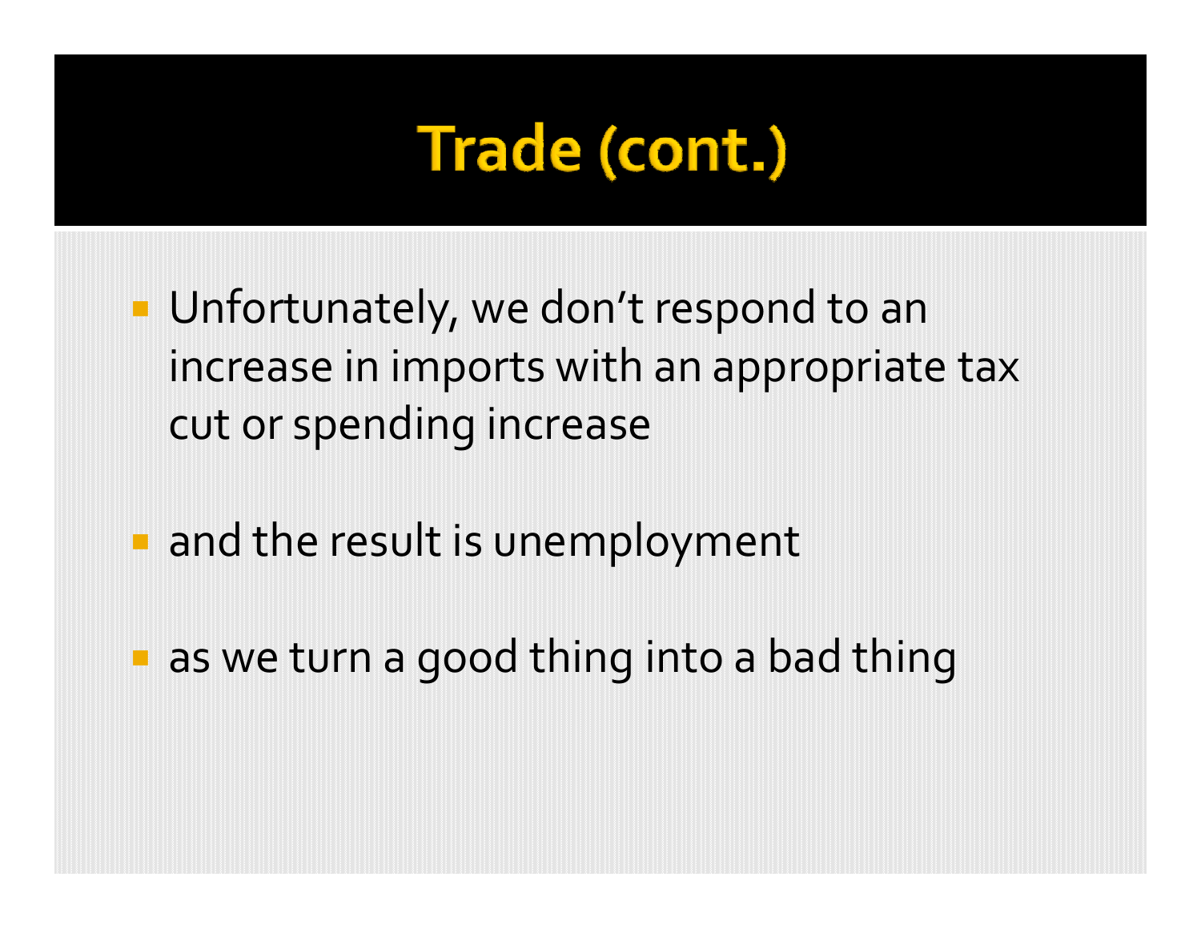# Trade (cont.)

- Unfortunately, we don’t respond to an increase in imports with an appropriate tax cut or spending increase
- and the result is unemployment
- as we turn a good thing into a bad thing